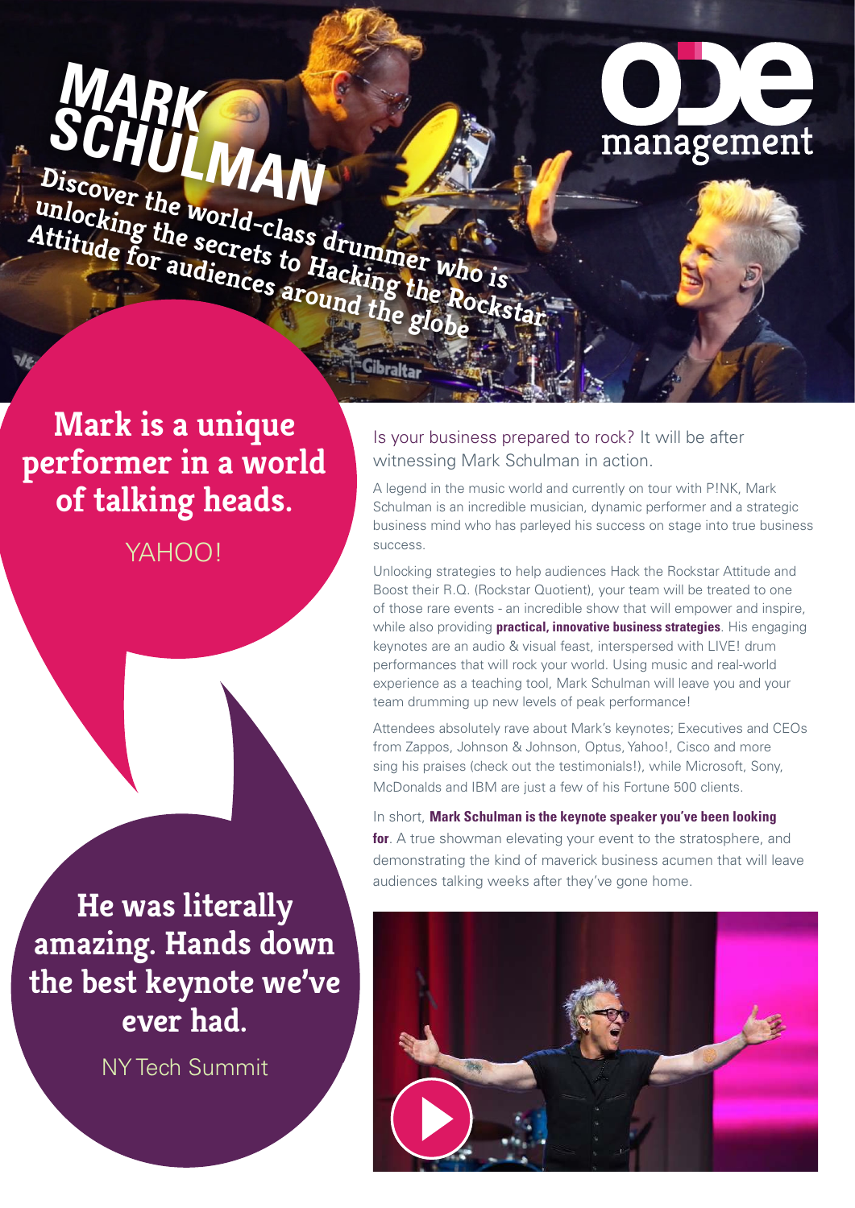# MARK SCHULMAN

**Discover the world-class drummer who is unlocking the secrets to Hacking the Rockstar Attitude for audiences around the globe**

ode management

> **Mark is a unique performer in a world of talking heads.**
>
> YAHOO!

> **He was literally amazing. Hands down the best keynote we've ever had.**
>
> NY Tech Summit

Is your business prepared to rock? It will be after witnessing Mark Schulman in action.

A legend in the music world and currently on tour with P!NK, Mark Schulman is an incredible musician, dynamic performer and a strategic business mind who has parleyed his success on stage into true business success.

Unlocking strategies to help audiences Hack the Rockstar Attitude and Boost their R.Q. (Rockstar Quotient), your team will be treated to one of those rare events - an incredible show that will empower and inspire, while also providing **practical, innovative business strategies**. His engaging keynotes are an audio & visual feast, interspersed with LIVE! drum performances that will rock your world. Using music and real-world experience as a teaching tool, Mark Schulman will leave you and your team drumming up new levels of peak performance!

Attendees absolutely rave about Mark's keynotes; Executives and CEOs from Zappos, Johnson & Johnson, Optus, Yahoo!, Cisco and more sing his praises (check out the testimonials!), while Microsoft, Sony, McDonalds and IBM are just a few of his Fortune 500 clients.

In short, **Mark Schulman is the keynote speaker you've been looking for**. A true showman elevating your event to the stratosphere, and demonstrating the kind of maverick business acumen that will leave audiences talking weeks after they've gone home.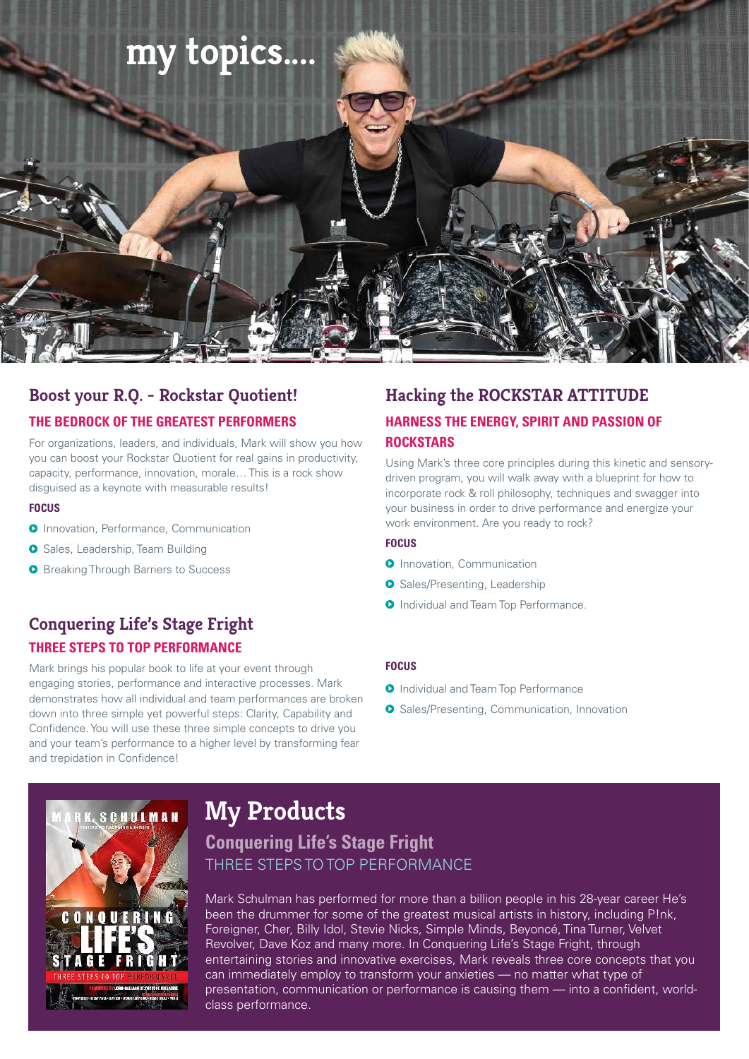# my topics....

## Boost your R.Q. - Rockstar Quotient!

### THE BEDROCK OF THE GREATEST PERFORMERS

For organizations, leaders, and individuals, Mark will show you how you can boost your Rockstar Quotient for real gains in productivity, capacity, performance, innovation, morale… This is a rock show disguised as a keynote with measurable results!

**FOCUS**

- Innovation, Performance, Communication
- Sales, Leadership, Team Building
- Breaking Through Barriers to Success

## Conquering Life's Stage Fright

### THREE STEPS TO TOP PERFORMANCE

Mark brings his popular book to life at your event through engaging stories, performance and interactive processes. Mark demonstrates how all individual and team performances are broken down into three simple yet powerful steps: Clarity, Capability and Confidence. You will use these three simple concepts to drive you and your team's performance to a higher level by transforming fear and trepidation in Confidence!

**FOCUS**

- Individual and Team Top Performance
- Sales/Presenting, Communication, Innovation

## Hacking the ROCKSTAR ATTITUDE

### HARNESS THE ENERGY, SPIRIT AND PASSION OF ROCKSTARS

Using Mark's three core principles during this kinetic and sensory-driven program, you will walk away with a blueprint for how to incorporate rock & roll philosophy, techniques and swagger into your business in order to drive performance and energize your work environment. Are you ready to rock?

**FOCUS**

- Innovation, Communication
- Sales/Presenting, Leadership
- Individual and Team Top Performance.

## My Products

### Conquering Life's Stage Fright

THREE STEPS TO TOP PERFORMANCE

Mark Schulman has performed for more than a billion people in his 28-year career He's been the drummer for some of the greatest musical artists in history, including P!nk, Foreigner, Cher, Billy Idol, Stevie Nicks, Simple Minds, Beyoncé, Tina Turner, Velvet Revolver, Dave Koz and many more. In Conquering Life's Stage Fright, through entertaining stories and innovative exercises, Mark reveals three core concepts that you can immediately employ to transform your anxieties — no matter what type of presentation, communication or performance is causing them — into a confident, world-class performance.